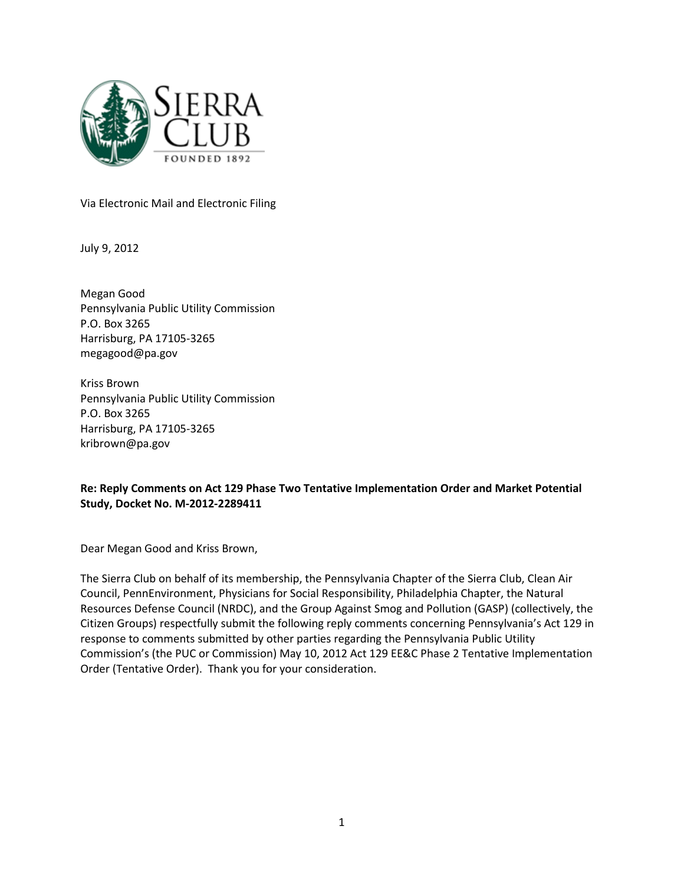Via Electronic Mail and Electronic Filing

July 9, 2012

Megan Good
Pennsylvania Public Utility Commission
P.O. Box 3265
Harrisburg, PA 17105-3265
megagood@pa.gov

Kriss Brown
Pennsylvania Public Utility Commission
P.O. Box 3265
Harrisburg, PA 17105-3265
kribrown@pa.gov

**Re: Reply Comments on Act 129 Phase Two Tentative Implementation Order and Market Potential Study, Docket No. M-2012-2289411**

Dear Megan Good and Kriss Brown,

The Sierra Club on behalf of its membership, the Pennsylvania Chapter of the Sierra Club, Clean Air Council, PennEnvironment, Physicians for Social Responsibility, Philadelphia Chapter, the Natural Resources Defense Council (NRDC), and the Group Against Smog and Pollution (GASP) (collectively, the Citizen Groups) respectfully submit the following reply comments concerning Pennsylvania's Act 129 in response to comments submitted by other parties regarding the Pennsylvania Public Utility Commission's (the PUC or Commission) May 10, 2012 Act 129 EE&C Phase 2 Tentative Implementation Order (Tentative Order). Thank you for your consideration.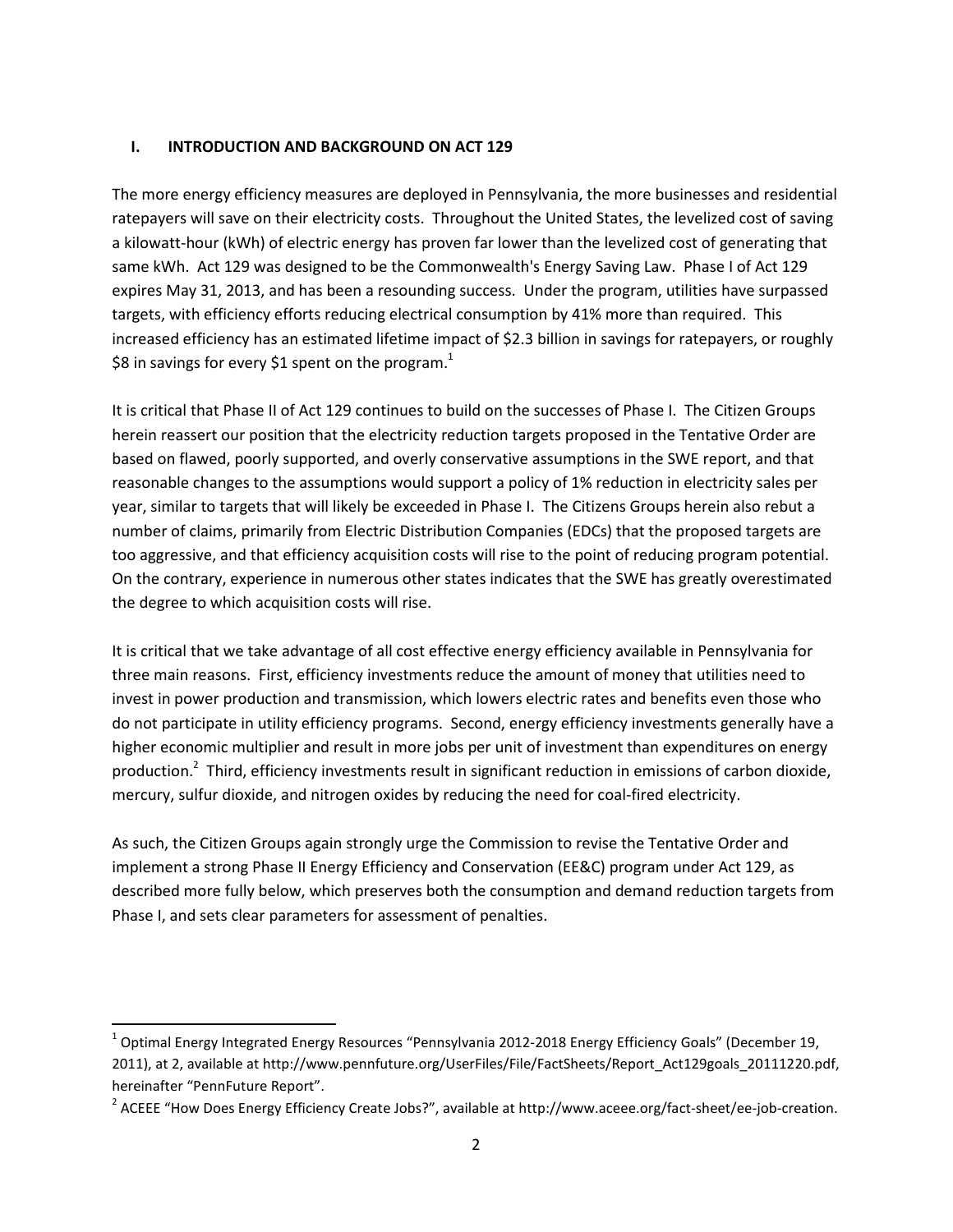## I. INTRODUCTION AND BACKGROUND ON ACT 129

The more energy efficiency measures are deployed in Pennsylvania, the more businesses and residential ratepayers will save on their electricity costs. Throughout the United States, the levelized cost of saving a kilowatt-hour (kWh) of electric energy has proven far lower than the levelized cost of generating that same kWh. Act 129 was designed to be the Commonwealth's Energy Saving Law. Phase I of Act 129 expires May 31, 2013, and has been a resounding success. Under the program, utilities have surpassed targets, with efficiency efforts reducing electrical consumption by 41% more than required. This increased efficiency has an estimated lifetime impact of $2.3 billion in savings for ratepayers, or roughly $8 in savings for every $1 spent on the program.[1]

It is critical that Phase II of Act 129 continues to build on the successes of Phase I. The Citizen Groups herein reassert our position that the electricity reduction targets proposed in the Tentative Order are based on flawed, poorly supported, and overly conservative assumptions in the SWE report, and that reasonable changes to the assumptions would support a policy of 1% reduction in electricity sales per year, similar to targets that will likely be exceeded in Phase I. The Citizens Groups herein also rebut a number of claims, primarily from Electric Distribution Companies (EDCs) that the proposed targets are too aggressive, and that efficiency acquisition costs will rise to the point of reducing program potential. On the contrary, experience in numerous other states indicates that the SWE has greatly overestimated the degree to which acquisition costs will rise.

It is critical that we take advantage of all cost effective energy efficiency available in Pennsylvania for three main reasons. First, efficiency investments reduce the amount of money that utilities need to invest in power production and transmission, which lowers electric rates and benefits even those who do not participate in utility efficiency programs. Second, energy efficiency investments generally have a higher economic multiplier and result in more jobs per unit of investment than expenditures on energy production.[2] Third, efficiency investments result in significant reduction in emissions of carbon dioxide, mercury, sulfur dioxide, and nitrogen oxides by reducing the need for coal-fired electricity.

As such, the Citizen Groups again strongly urge the Commission to revise the Tentative Order and implement a strong Phase II Energy Efficiency and Conservation (EE&C) program under Act 129, as described more fully below, which preserves both the consumption and demand reduction targets from Phase I, and sets clear parameters for assessment of penalties.

---

[1] Optimal Energy Integrated Energy Resources "Pennsylvania 2012-2018 Energy Efficiency Goals" (December 19, 2011), at 2, available at http://www.pennfuture.org/UserFiles/File/FactSheets/Report_Act129goals_20111220.pdf, hereinafter "PennFuture Report".

[2] ACEEE "How Does Energy Efficiency Create Jobs?", available at http://www.aceee.org/fact-sheet/ee-job-creation.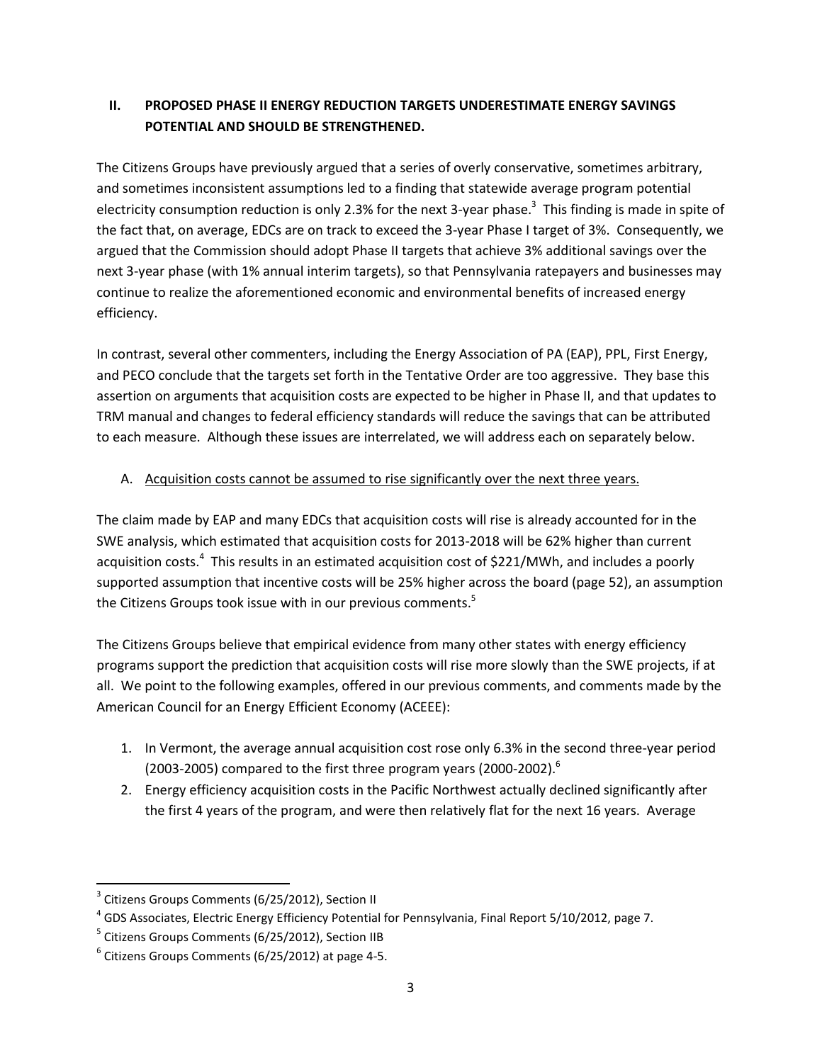## II. PROPOSED PHASE II ENERGY REDUCTION TARGETS UNDERESTIMATE ENERGY SAVINGS POTENTIAL AND SHOULD BE STRENGTHENED.

The Citizens Groups have previously argued that a series of overly conservative, sometimes arbitrary, and sometimes inconsistent assumptions led to a finding that statewide average program potential electricity consumption reduction is only 2.3% for the next 3-year phase.[3] This finding is made in spite of the fact that, on average, EDCs are on track to exceed the 3-year Phase I target of 3%. Consequently, we argued that the Commission should adopt Phase II targets that achieve 3% additional savings over the next 3-year phase (with 1% annual interim targets), so that Pennsylvania ratepayers and businesses may continue to realize the aforementioned economic and environmental benefits of increased energy efficiency.

In contrast, several other commenters, including the Energy Association of PA (EAP), PPL, First Energy, and PECO conclude that the targets set forth in the Tentative Order are too aggressive. They base this assertion on arguments that acquisition costs are expected to be higher in Phase II, and that updates to TRM manual and changes to federal efficiency standards will reduce the savings that can be attributed to each measure. Although these issues are interrelated, we will address each on separately below.

### A. <u>Acquisition costs cannot be assumed to rise significantly over the next three years.</u>

The claim made by EAP and many EDCs that acquisition costs will rise is already accounted for in the SWE analysis, which estimated that acquisition costs for 2013-2018 will be 62% higher than current acquisition costs.[4] This results in an estimated acquisition cost of $221/MWh, and includes a poorly supported assumption that incentive costs will be 25% higher across the board (page 52), an assumption the Citizens Groups took issue with in our previous comments.[5]

The Citizens Groups believe that empirical evidence from many other states with energy efficiency programs support the prediction that acquisition costs will rise more slowly than the SWE projects, if at all. We point to the following examples, offered in our previous comments, and comments made by the American Council for an Energy Efficient Economy (ACEEE):

1. In Vermont, the average annual acquisition cost rose only 6.3% in the second three-year period (2003-2005) compared to the first three program years (2000-2002).[6]
2. Energy efficiency acquisition costs in the Pacific Northwest actually declined significantly after the first 4 years of the program, and were then relatively flat for the next 16 years. Average

---

[3] Citizens Groups Comments (6/25/2012), Section II

[4] GDS Associates, Electric Energy Efficiency Potential for Pennsylvania, Final Report 5/10/2012, page 7.

[5] Citizens Groups Comments (6/25/2012), Section IIB

[6] Citizens Groups Comments (6/25/2012) at page 4-5.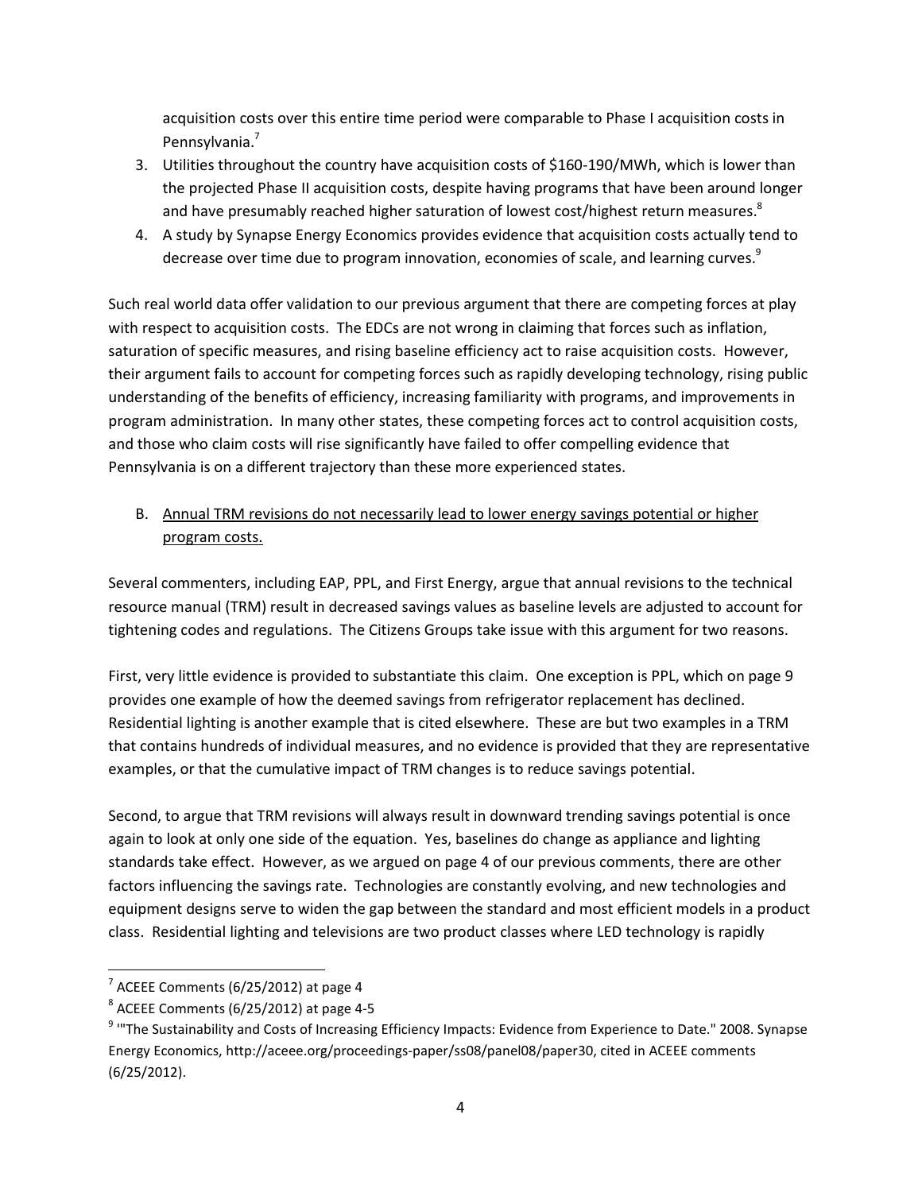acquisition costs over this entire time period were comparable to Phase I acquisition costs in Pennsylvania.[7]

3. Utilities throughout the country have acquisition costs of \$160-190/MWh, which is lower than the projected Phase II acquisition costs, despite having programs that have been around longer and have presumably reached higher saturation of lowest cost/highest return measures.[8]
4. A study by Synapse Energy Economics provides evidence that acquisition costs actually tend to decrease over time due to program innovation, economies of scale, and learning curves.[9]

Such real world data offer validation to our previous argument that there are competing forces at play with respect to acquisition costs. The EDCs are not wrong in claiming that forces such as inflation, saturation of specific measures, and rising baseline efficiency act to raise acquisition costs. However, their argument fails to account for competing forces such as rapidly developing technology, rising public understanding of the benefits of efficiency, increasing familiarity with programs, and improvements in program administration. In many other states, these competing forces act to control acquisition costs, and those who claim costs will rise significantly have failed to offer compelling evidence that Pennsylvania is on a different trajectory than these more experienced states.

B. <u>Annual TRM revisions do not necessarily lead to lower energy savings potential or higher program costs.</u>

Several commenters, including EAP, PPL, and First Energy, argue that annual revisions to the technical resource manual (TRM) result in decreased savings values as baseline levels are adjusted to account for tightening codes and regulations. The Citizens Groups take issue with this argument for two reasons.

First, very little evidence is provided to substantiate this claim. One exception is PPL, which on page 9 provides one example of how the deemed savings from refrigerator replacement has declined. Residential lighting is another example that is cited elsewhere. These are but two examples in a TRM that contains hundreds of individual measures, and no evidence is provided that they are representative examples, or that the cumulative impact of TRM changes is to reduce savings potential.

Second, to argue that TRM revisions will always result in downward trending savings potential is once again to look at only one side of the equation. Yes, baselines do change as appliance and lighting standards take effect. However, as we argued on page 4 of our previous comments, there are other factors influencing the savings rate. Technologies are constantly evolving, and new technologies and equipment designs serve to widen the gap between the standard and most efficient models in a product class. Residential lighting and televisions are two product classes where LED technology is rapidly

---

[7] ACEEE Comments (6/25/2012) at page 4

[8] ACEEE Comments (6/25/2012) at page 4-5

[9] '"The Sustainability and Costs of Increasing Efficiency Impacts: Evidence from Experience to Date." 2008. Synapse Energy Economics, http://aceee.org/proceedings-paper/ss08/panel08/paper30, cited in ACEEE comments (6/25/2012).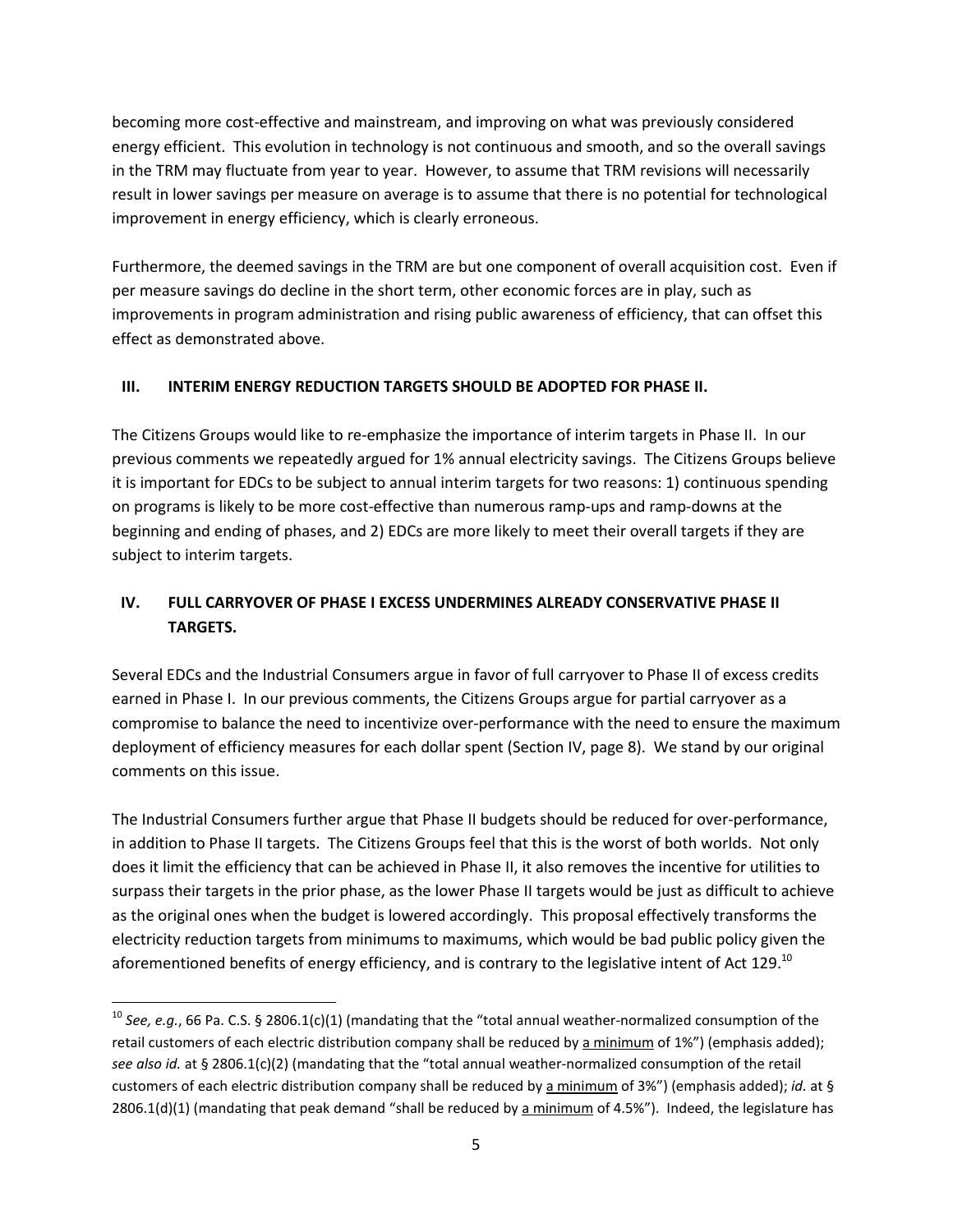becoming more cost-effective and mainstream, and improving on what was previously considered energy efficient. This evolution in technology is not continuous and smooth, and so the overall savings in the TRM may fluctuate from year to year. However, to assume that TRM revisions will necessarily result in lower savings per measure on average is to assume that there is no potential for technological improvement in energy efficiency, which is clearly erroneous.

Furthermore, the deemed savings in the TRM are but one component of overall acquisition cost. Even if per measure savings do decline in the short term, other economic forces are in play, such as improvements in program administration and rising public awareness of efficiency, that can offset this effect as demonstrated above.

## III. INTERIM ENERGY REDUCTION TARGETS SHOULD BE ADOPTED FOR PHASE II.

The Citizens Groups would like to re-emphasize the importance of interim targets in Phase II. In our previous comments we repeatedly argued for 1% annual electricity savings. The Citizens Groups believe it is important for EDCs to be subject to annual interim targets for two reasons: 1) continuous spending on programs is likely to be more cost-effective than numerous ramp-ups and ramp-downs at the beginning and ending of phases, and 2) EDCs are more likely to meet their overall targets if they are subject to interim targets.

## IV. FULL CARRYOVER OF PHASE I EXCESS UNDERMINES ALREADY CONSERVATIVE PHASE II TARGETS.

Several EDCs and the Industrial Consumers argue in favor of full carryover to Phase II of excess credits earned in Phase I. In our previous comments, the Citizens Groups argue for partial carryover as a compromise to balance the need to incentivize over-performance with the need to ensure the maximum deployment of efficiency measures for each dollar spent (Section IV, page 8). We stand by our original comments on this issue.

The Industrial Consumers further argue that Phase II budgets should be reduced for over-performance, in addition to Phase II targets. The Citizens Groups feel that this is the worst of both worlds. Not only does it limit the efficiency that can be achieved in Phase II, it also removes the incentive for utilities to surpass their targets in the prior phase, as the lower Phase II targets would be just as difficult to achieve as the original ones when the budget is lowered accordingly. This proposal effectively transforms the electricity reduction targets from minimums to maximums, which would be bad public policy given the aforementioned benefits of energy efficiency, and is contrary to the legislative intent of Act 129.[10]

---

[10] *See, e.g.*, 66 Pa. C.S. § 2806.1(c)(1) (mandating that the "total annual weather-normalized consumption of the retail customers of each electric distribution company shall be reduced by a minimum of 1%") (emphasis added); *see also id.* at § 2806.1(c)(2) (mandating that the "total annual weather-normalized consumption of the retail customers of each electric distribution company shall be reduced by a minimum of 3%") (emphasis added); *id.* at § 2806.1(d)(1) (mandating that peak demand "shall be reduced by a minimum of 4.5%"). Indeed, the legislature has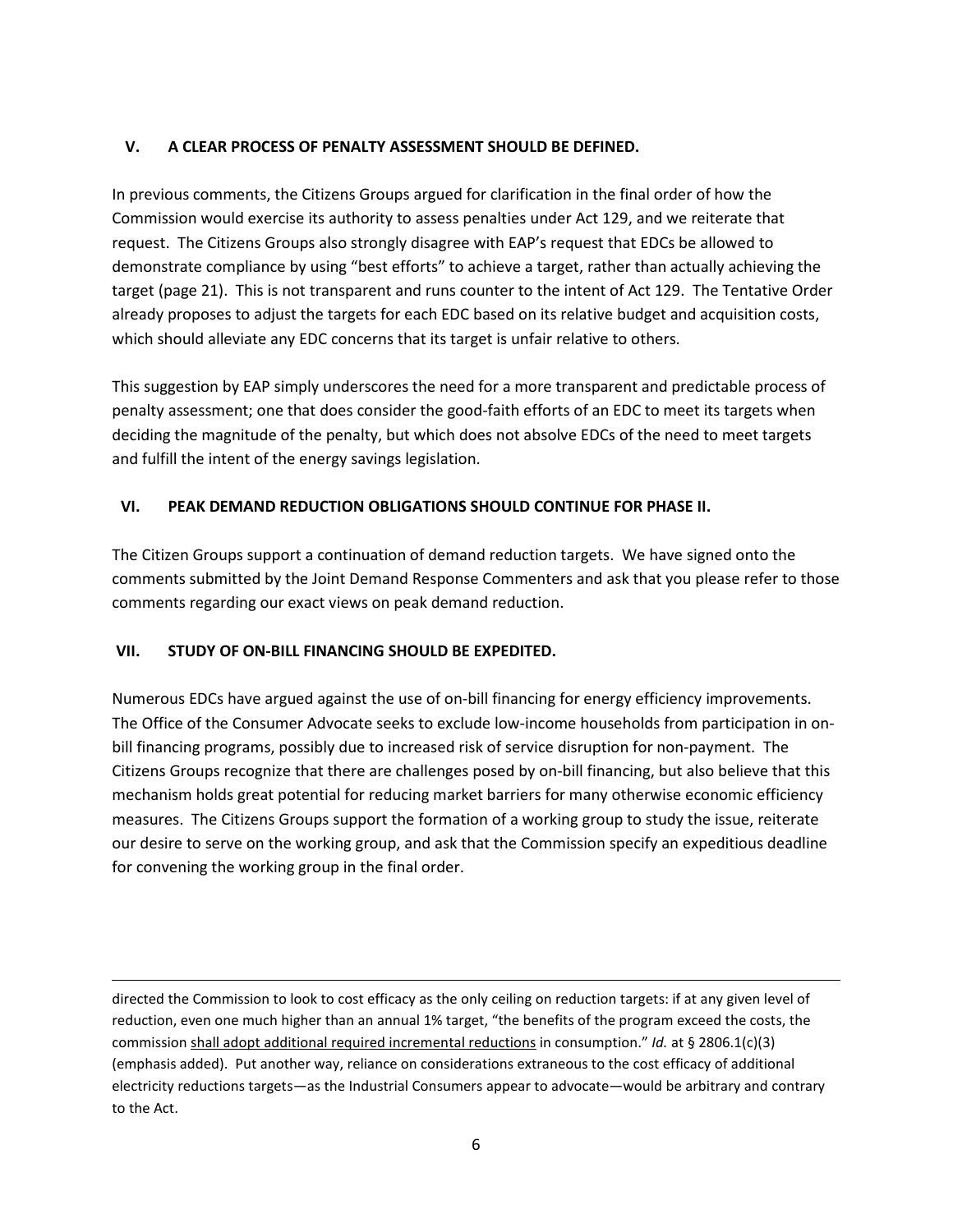## V. A CLEAR PROCESS OF PENALTY ASSESSMENT SHOULD BE DEFINED.

In previous comments, the Citizens Groups argued for clarification in the final order of how the Commission would exercise its authority to assess penalties under Act 129, and we reiterate that request. The Citizens Groups also strongly disagree with EAP's request that EDCs be allowed to demonstrate compliance by using "best efforts" to achieve a target, rather than actually achieving the target (page 21). This is not transparent and runs counter to the intent of Act 129. The Tentative Order already proposes to adjust the targets for each EDC based on its relative budget and acquisition costs, which should alleviate any EDC concerns that its target is unfair relative to others.

This suggestion by EAP simply underscores the need for a more transparent and predictable process of penalty assessment; one that does consider the good-faith efforts of an EDC to meet its targets when deciding the magnitude of the penalty, but which does not absolve EDCs of the need to meet targets and fulfill the intent of the energy savings legislation.

## VI. PEAK DEMAND REDUCTION OBLIGATIONS SHOULD CONTINUE FOR PHASE II.

The Citizen Groups support a continuation of demand reduction targets. We have signed onto the comments submitted by the Joint Demand Response Commenters and ask that you please refer to those comments regarding our exact views on peak demand reduction.

## VII. STUDY OF ON-BILL FINANCING SHOULD BE EXPEDITED.

Numerous EDCs have argued against the use of on-bill financing for energy efficiency improvements. The Office of the Consumer Advocate seeks to exclude low-income households from participation in on-bill financing programs, possibly due to increased risk of service disruption for non-payment. The Citizens Groups recognize that there are challenges posed by on-bill financing, but also believe that this mechanism holds great potential for reducing market barriers for many otherwise economic efficiency measures. The Citizens Groups support the formation of a working group to study the issue, reiterate our desire to serve on the working group, and ask that the Commission specify an expeditious deadline for convening the working group in the final order.

---

directed the Commission to look to cost efficacy as the only ceiling on reduction targets: if at any given level of reduction, even one much higher than an annual 1% target, "the benefits of the program exceed the costs, the commission <u>shall adopt additional required incremental reductions</u> in consumption." *Id.* at § 2806.1(c)(3) (emphasis added). Put another way, reliance on considerations extraneous to the cost efficacy of additional electricity reductions targets—as the Industrial Consumers appear to advocate—would be arbitrary and contrary to the Act.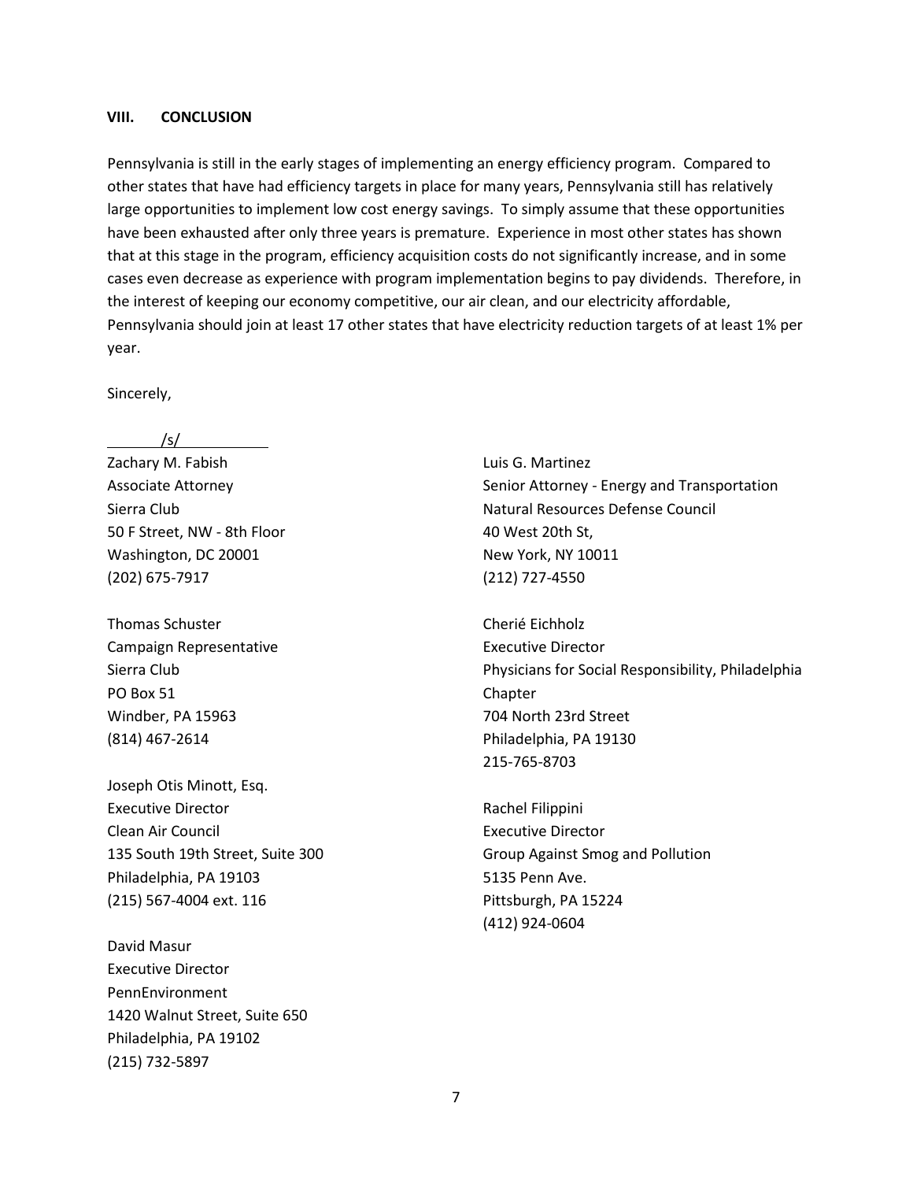## VIII. CONCLUSION

Pennsylvania is still in the early stages of implementing an energy efficiency program. Compared to other states that have had efficiency targets in place for many years, Pennsylvania still has relatively large opportunities to implement low cost energy savings. To simply assume that these opportunities have been exhausted after only three years is premature. Experience in most other states has shown that at this stage in the program, efficiency acquisition costs do not significantly increase, and in some cases even decrease as experience with program implementation begins to pay dividends. Therefore, in the interest of keeping our economy competitive, our air clean, and our electricity affordable, Pennsylvania should join at least 17 other states that have electricity reduction targets of at least 1% per year.

Sincerely,

/s/

Zachary M. Fabish  
Associate Attorney  
Sierra Club  
50 F Street, NW - 8th Floor  
Washington, DC 20001  
(202) 675-7917

Thomas Schuster  
Campaign Representative  
Sierra Club  
PO Box 51  
Windber, PA 15963  
(814) 467-2614

Joseph Otis Minott, Esq.  
Executive Director  
Clean Air Council  
135 South 19th Street, Suite 300  
Philadelphia, PA 19103  
(215) 567-4004 ext. 116

David Masur  
Executive Director  
PennEnvironment  
1420 Walnut Street, Suite 650  
Philadelphia, PA 19102  
(215) 732-5897

Luis G. Martinez  
Senior Attorney - Energy and Transportation  
Natural Resources Defense Council  
40 West 20th St,  
New York, NY 10011  
(212) 727-4550

Cherié Eichholz  
Executive Director  
Physicians for Social Responsibility, Philadelphia Chapter  
704 North 23rd Street  
Philadelphia, PA 19130  
215-765-8703

Rachel Filippini  
Executive Director  
Group Against Smog and Pollution  
5135 Penn Ave.  
Pittsburgh, PA 15224  
(412) 924-0604